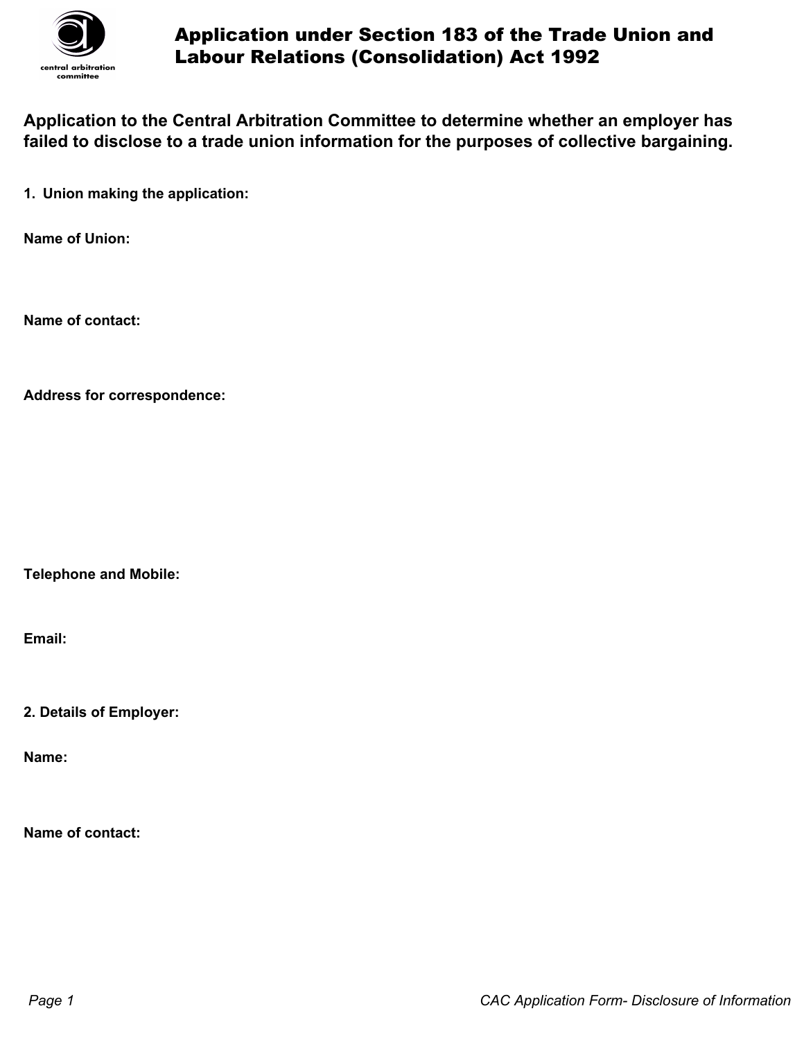# Application under Section 183 of the Trade Union and Labour Relations (Consolidation) Act 1992

## Application to the Central Arbitration Committee to determine whether an employer has failed to disclose to a trade union information for the purposes of collective bargaining.

**1. Union making the application:**

**Name of Union:**

**Name of contact:**

**Address for correspondence:**

**Telephone and Mobile:**

**Email:**

**2. Details of Employer:**

**Name:**

**Name of contact:**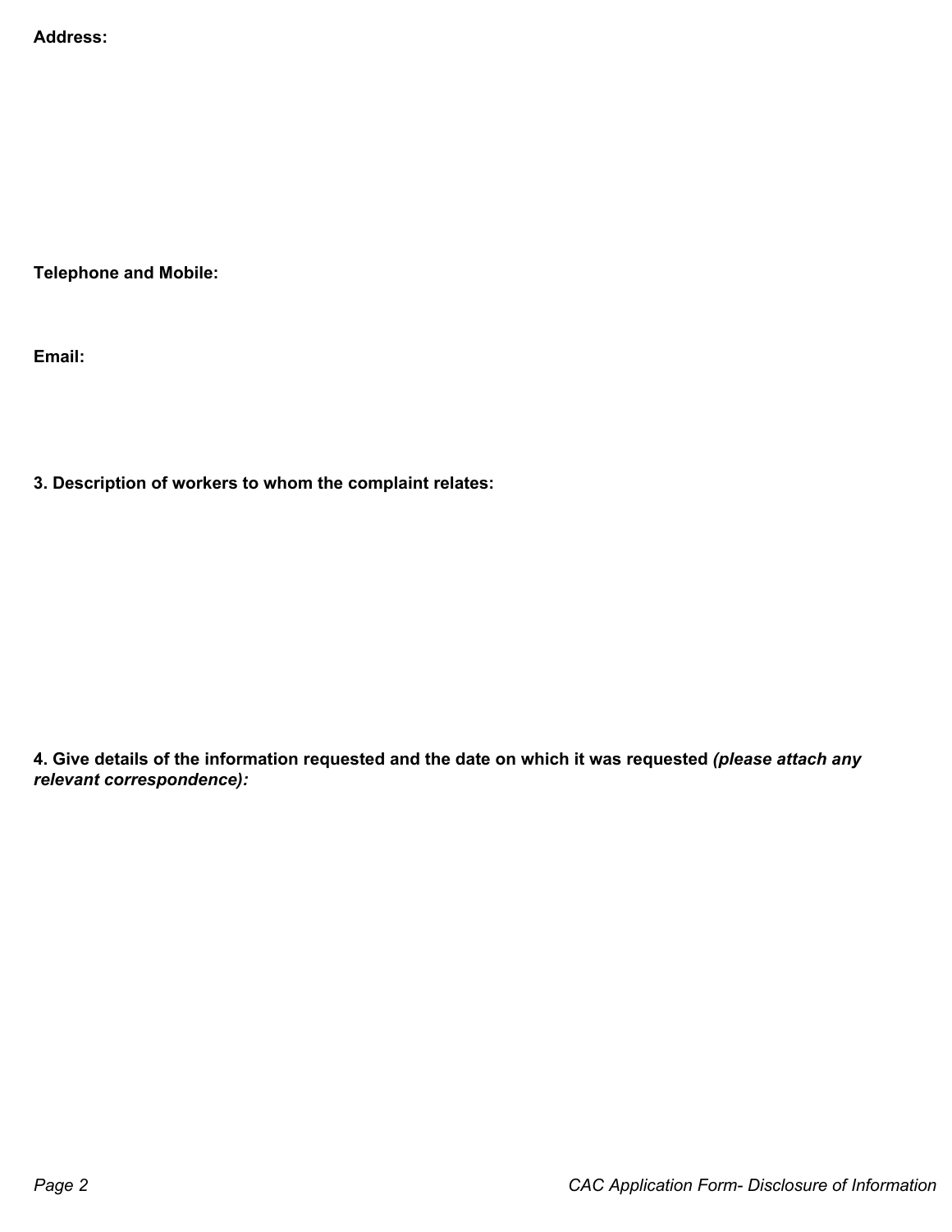**Address:**

**Telephone and Mobile:**

**Email:**

**3. Description of workers to whom the complaint relates:**

**4. Give details of the information requested and the date on which it was requested** ***(please attach any relevant correspondence):***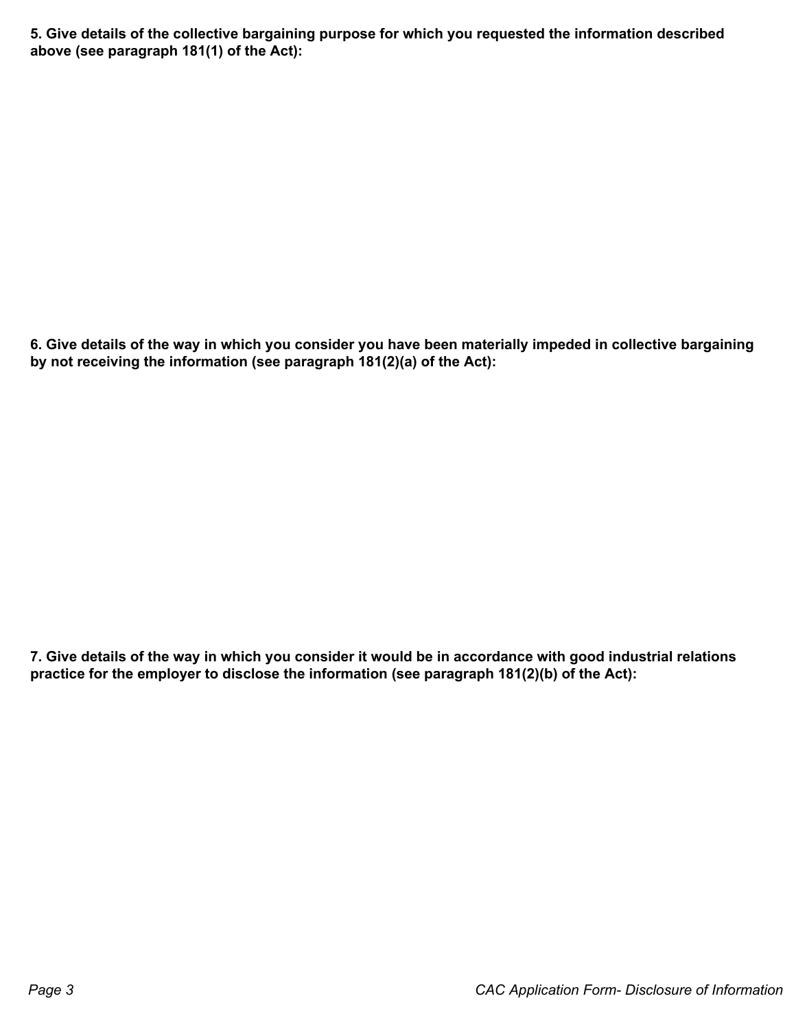**5. Give details of the collective bargaining purpose for which you requested the information described above (see paragraph 181(1) of the Act):**

**6. Give details of the way in which you consider you have been materially impeded in collective bargaining by not receiving the information (see paragraph 181(2)(a) of the Act):**

**7. Give details of the way in which you consider it would be in accordance with good industrial relations practice for the employer to disclose the information (see paragraph 181(2)(b) of the Act):**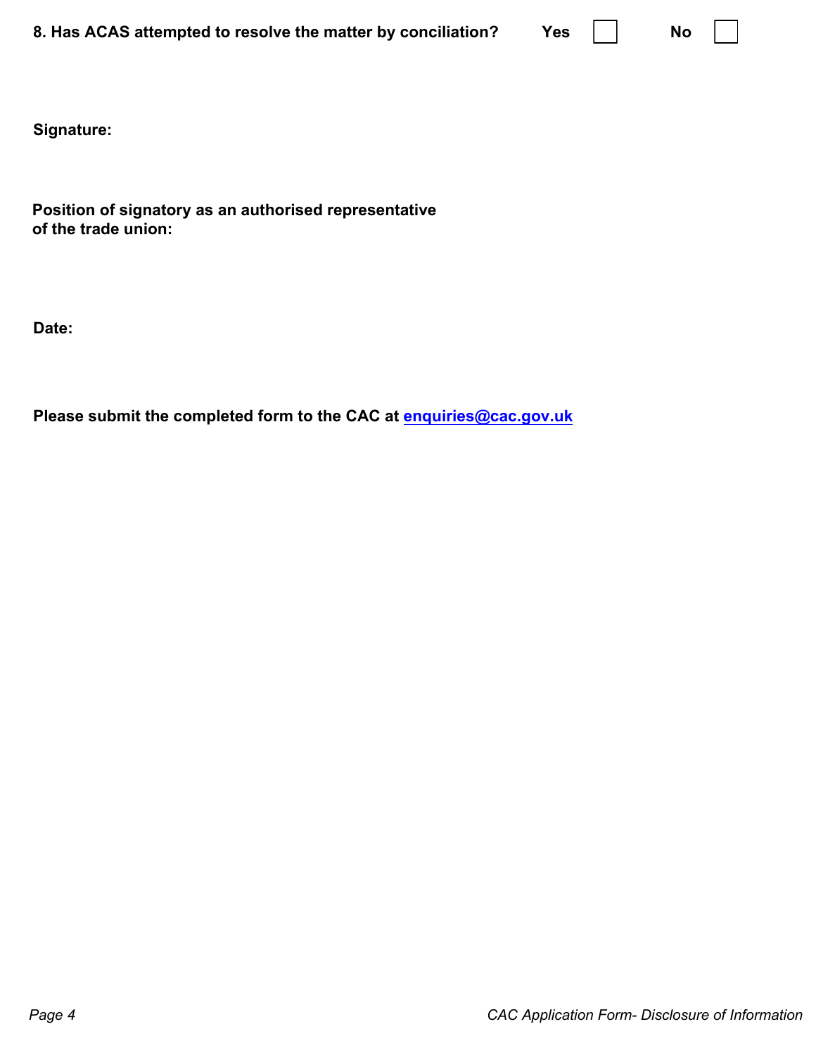**8. Has ACAS attempted to resolve the matter by conciliation?** **Yes** ☐ **No** ☐

**Signature:**

**Position of signatory as an authorised representative of the trade union:**

**Date:**

**Please submit the completed form to the CAC at [enquiries@cac.gov.uk](mailto:enquiries@cac.gov.uk)**